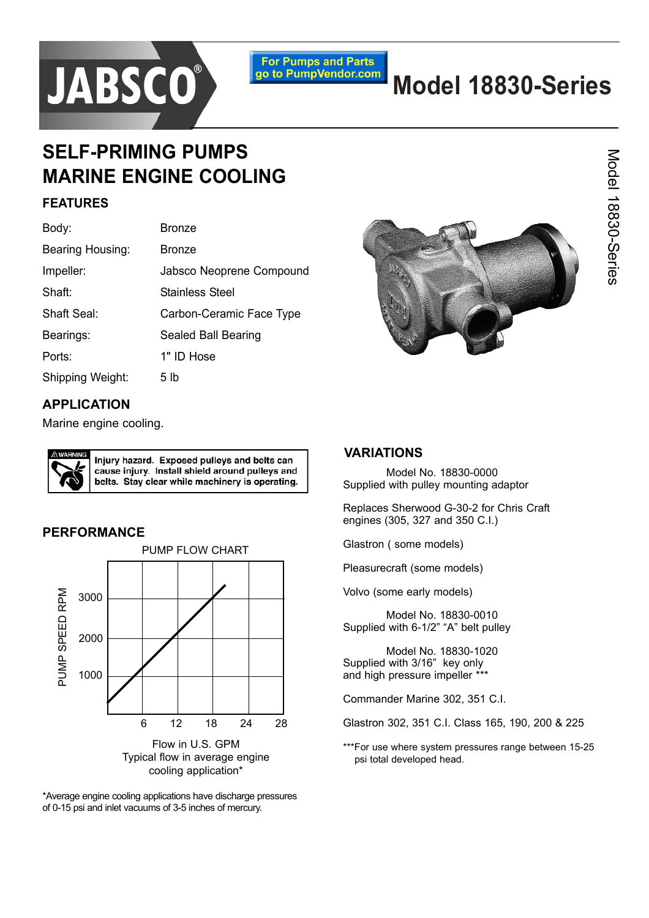JABSCO®

For Pumps and Parts go to PumpVendor.com

# Model 18830-Series

## SELF-PRIMING PUMPS MARINE ENGINE COOLING

### FEATURES

| | |
|---|---|
| Body: | Bronze |
| Bearing Housing: | Bronze |
| Impeller: | Jabsco Neoprene Compound |
| Shaft: | Stainless Steel |
| Shaft Seal: | Carbon-Ceramic Face Type |
| Bearings: | Sealed Ball Bearing |
| Ports: | 1" ID Hose |
| Shipping Weight: | 5 lb |

### APPLICATION

Marine engine cooling.

⚠WARNING **Injury hazard. Exposed pulleys and belts can cause injury. Install shield around pulleys and belts. Stay clear while machinery is operating.**

### PERFORMANCE

PUMP FLOW CHART

PUMP SPEED RPM: 1000, 2000, 3000

Flow in U.S. GPM: 6, 12, 18, 24, 28

Typical flow in average engine cooling application*

*Average engine cooling applications have discharge pressures of 0-15 psi and inlet vacuums of 3-5 inches of mercury.

### VARIATIONS

Model No. 18830-0000
Supplied with pulley mounting adaptor

Replaces Sherwood G-30-2 for Chris Craft engines (305, 327 and 350 C.I.)

Glastron ( some models)

Pleasurecraft (some models)

Volvo (some early models)

Model No. 18830-0010
Supplied with 6-1/2" "A" belt pulley

Model No. 18830-1020
Supplied with 3/16" key only and high pressure impeller ***

Commander Marine 302, 351 C.I.

Glastron 302, 351 C.I. Class 165, 190, 200 & 225

***For use where system pressures range between 15-25 psi total developed head.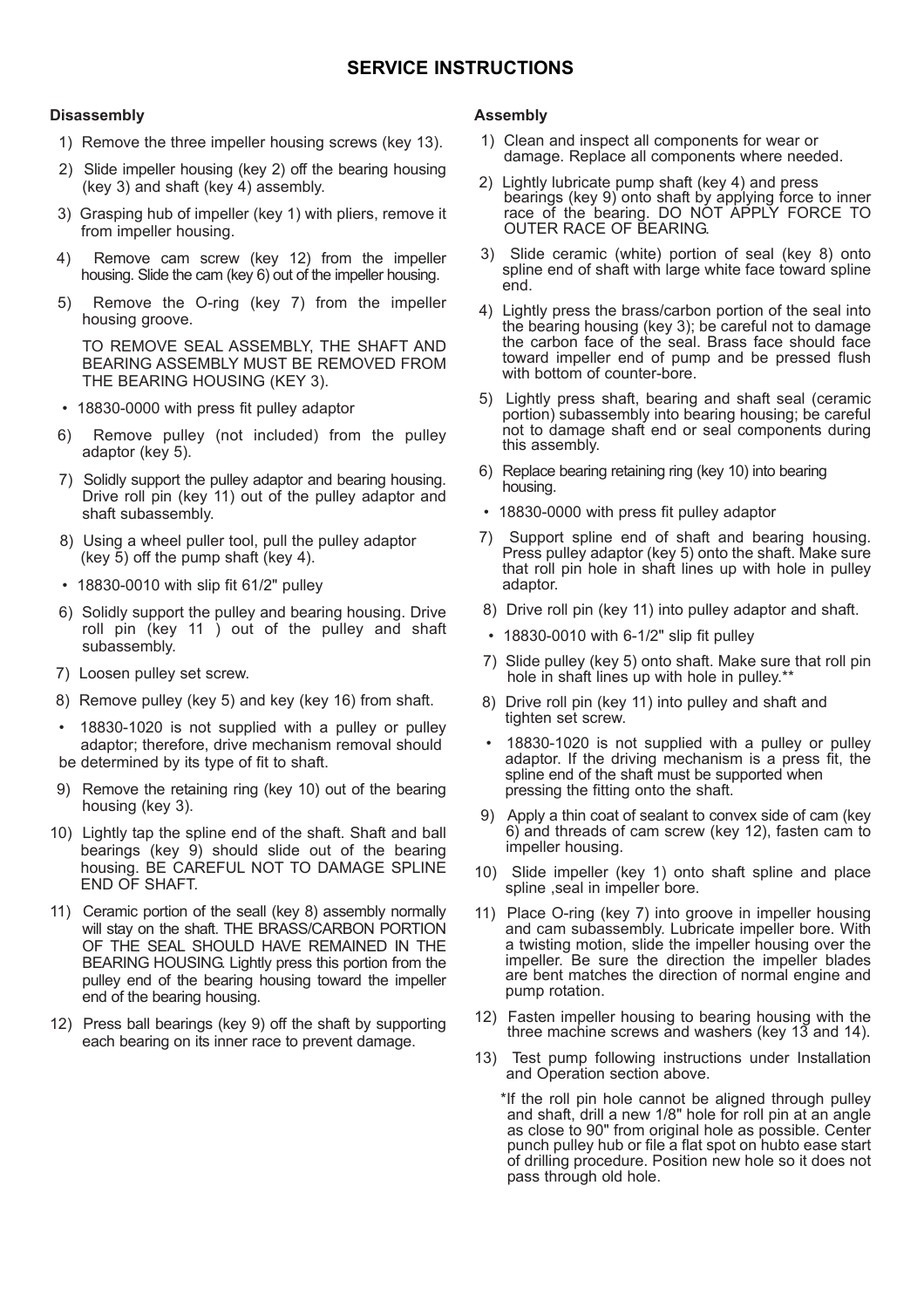## SERVICE INSTRUCTIONS

### Disassembly

1) Remove the three impeller housing screws (key 13).

2) Slide impeller housing (key 2) off the bearing housing (key 3) and shaft (key 4) assembly.

3) Grasping hub of impeller (key 1) with pliers, remove it from impeller housing.

4) Remove cam screw (key 12) from the impeller housing. Slide the cam (key 6) out of the impeller housing.

5) Remove the O-ring (key 7) from the impeller housing groove.

TO REMOVE SEAL ASSEMBLY, THE SHAFT AND BEARING ASSEMBLY MUST BE REMOVED FROM THE BEARING HOUSING (KEY 3).

- 18830-0000 with press fit pulley adaptor

6) Remove pulley (not included) from the pulley adaptor (key 5).

7) Solidly support the pulley adaptor and bearing housing. Drive roll pin (key 11) out of the pulley adaptor and shaft subassembly.

8) Using a wheel puller tool, pull the pulley adaptor (key 5) off the pump shaft (key 4).

- 18830-0010 with slip fit 61/2" pulley

6) Solidly support the pulley and bearing housing. Drive roll pin (key 11 ) out of the pulley and shaft subassembly.

7) Loosen pulley set screw.

8) Remove pulley (key 5) and key (key 16) from shaft.

- 18830-1020 is not supplied with a pulley or pulley adaptor; therefore, drive mechanism removal should be determined by its type of fit to shaft.

9) Remove the retaining ring (key 10) out of the bearing housing (key 3).

10) Lightly tap the spline end of the shaft. Shaft and ball bearings (key 9) should slide out of the bearing housing. BE CAREFUL NOT TO DAMAGE SPLINE END OF SHAFT.

11) Ceramic portion of the seall (key 8) assembly normally will stay on the shaft. THE BRASS/CARBON PORTION OF THE SEAL SHOULD HAVE REMAINED IN THE BEARING HOUSING. Lightly press this portion from the pulley end of the bearing housing toward the impeller end of the bearing housing.

12) Press ball bearings (key 9) off the shaft by supporting each bearing on its inner race to prevent damage.

### Assembly

1) Clean and inspect all components for wear or damage. Replace all components where needed.

2) Lightly lubricate pump shaft (key 4) and press bearings (key 9) onto shaft by applying force to inner race of the bearing. DO NOT APPLY FORCE TO OUTER RACE OF BEARING.

3) Slide ceramic (white) portion of seal (key 8) onto spline end of shaft with large white face toward spline end.

4) Lightly press the brass/carbon portion of the seal into the bearing housing (key 3); be careful not to damage the carbon face of the seal. Brass face should face toward impeller end of pump and be pressed flush with bottom of counter-bore.

5) Lightly press shaft, bearing and shaft seal (ceramic portion) subassembly into bearing housing; be careful not to damage shaft end or seal components during this assembly.

6) Replace bearing retaining ring (key 10) into bearing housing.

- 18830-0000 with press fit pulley adaptor

7) Support spline end of shaft and bearing housing. Press pulley adaptor (key 5) onto the shaft. Make sure that roll pin hole in shaft lines up with hole in pulley adaptor.

8) Drive roll pin (key 11) into pulley adaptor and shaft.

- 18830-0010 with 6-1/2" slip fit pulley

7) Slide pulley (key 5) onto shaft. Make sure that roll pin hole in shaft lines up with hole in pulley.**

8) Drive roll pin (key 11) into pulley and shaft and tighten set screw.

- 18830-1020 is not supplied with a pulley or pulley adaptor. If the driving mechanism is a press fit, the spline end of the shaft must be supported when pressing the fitting onto the shaft.

9) Apply a thin coat of sealant to convex side of cam (key 6) and threads of cam screw (key 12), fasten cam to impeller housing.

10) Slide impeller (key 1) onto shaft spline and place spline ,seal in impeller bore.

11) Place O-ring (key 7) into groove in impeller housing and cam subassembly. Lubricate impeller bore. With a twisting motion, slide the impeller housing over the impeller. Be sure the direction the impeller blades are bent matches the direction of normal engine and pump rotation.

12) Fasten impeller housing to bearing housing with the three machine screws and washers (key 13 and 14).

13) Test pump following instructions under Installation and Operation section above.

*If the roll pin hole cannot be aligned through pulley and shaft, drill a new 1/8" hole for roll pin at an angle as close to 90" from original hole as possible. Center punch pulley hub or file a flat spot on hubto ease start of drilling procedure. Position new hole so it does not pass through old hole.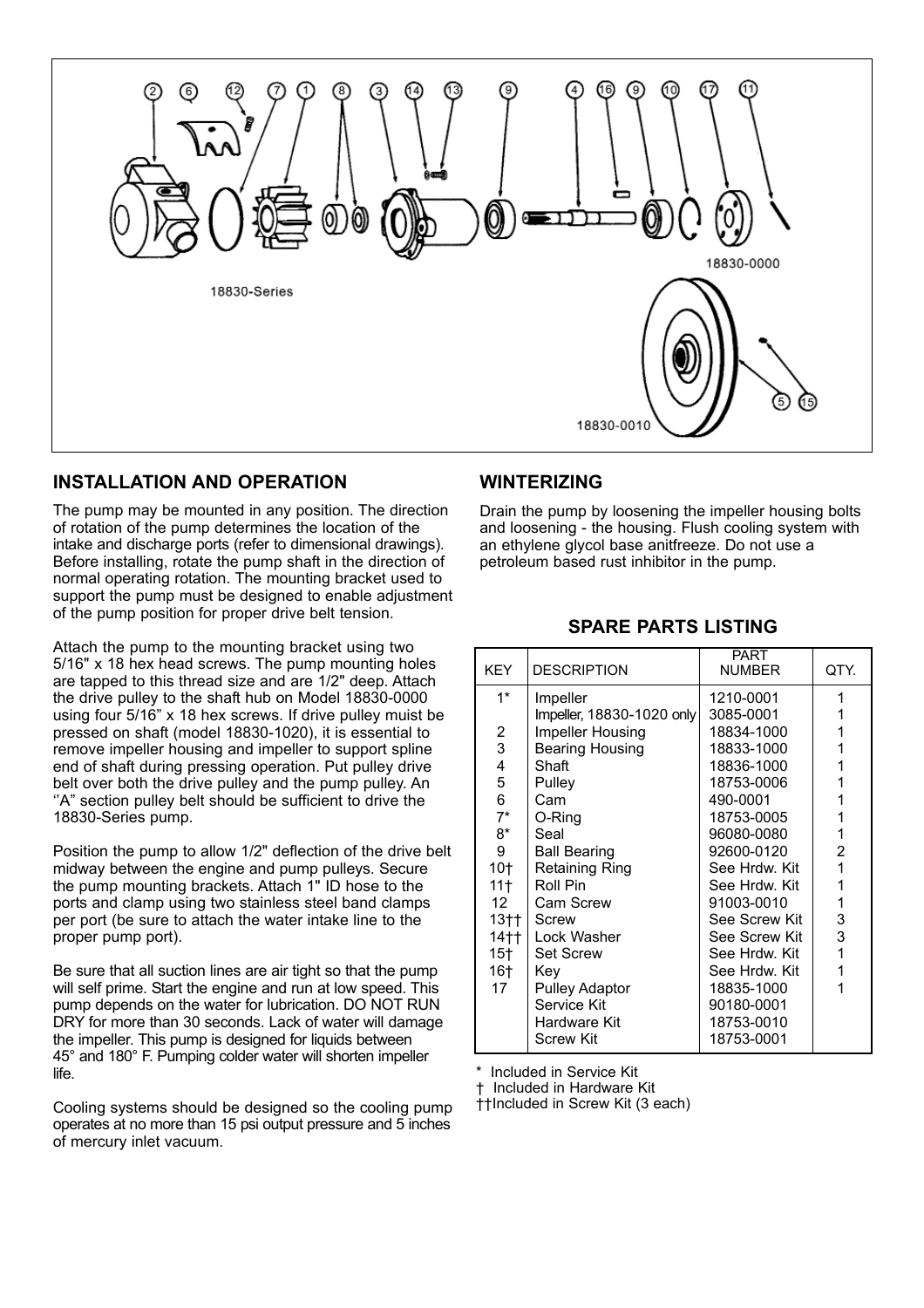18830-Series

18830-0000

18830-0010

## INSTALLATION AND OPERATION

The pump may be mounted in any position. The direction of rotation of the pump determines the location of the intake and discharge ports (refer to dimensional drawings). Before installing, rotate the pump shaft in the direction of normal operating rotation. The mounting bracket used to support the pump must be designed to enable adjustment of the pump position for proper drive belt tension.

Attach the pump to the mounting bracket using two 5/16" x 18 hex head screws. The pump mounting holes are tapped to this thread size and are 1/2" deep. Attach the drive pulley to the shaft hub on Model 18830-0000 using four 5/16" x 18 hex screws. If drive pulley muist be pressed on shaft (model 18830-1020), it is essential to remove impeller housing and impeller to support spline end of shaft during pressing operation. Put pulley drive belt over both the drive pulley and the pump pulley. An ''A" section pulley belt should be sufficient to drive the 18830-Series pump.

Position the pump to allow 1/2" deflection of the drive belt midway between the engine and pump pulleys. Secure the pump mounting brackets. Attach 1" ID hose to the ports and clamp using two stainless steel band clamps per port (be sure to attach the water intake line to the proper pump port).

Be sure that all suction lines are air tight so that the pump will self prime. Start the engine and run at low speed. This pump depends on the water for lubrication. DO NOT RUN DRY for more than 30 seconds. Lack of water will damage the impeller. This pump is designed for liquids between 45° and 180° F. Pumping colder water will shorten impeller life.

Cooling systems should be designed so the cooling pump operates at no more than 15 psi output pressure and 5 inches of mercury inlet vacuum.

## WINTERIZING

Drain the pump by loosening the impeller housing bolts and loosening - the housing. Flush cooling system with an ethylene glycol base anitfreeze. Do not use a petroleum based rust inhibitor in the pump.

## SPARE PARTS LISTING

| KEY | DESCRIPTION | PART NUMBER | QTY. |
|---|---|---|---|
| 1* | Impeller | 1210-0001 | 1 |
| | Impeller, 18830-1020 only | 3085-0001 | 1 |
| 2 | Impeller Housing | 18834-1000 | 1 |
| 3 | Bearing Housing | 18833-1000 | 1 |
| 4 | Shaft | 18836-1000 | 1 |
| 5 | Pulley | 18753-0006 | 1 |
| 6 | Cam | 490-0001 | 1 |
| 7* | O-Ring | 18753-0005 | 1 |
| 8* | Seal | 96080-0080 | 1 |
| 9 | Ball Bearing | 92600-0120 | 2 |
| 10† | Retaining Ring | See Hrdw. Kit | 1 |
| 11† | Roll Pin | See Hrdw. Kit | 1 |
| 12 | Cam Screw | 91003-0010 | 1 |
| 13†† | Screw | See Screw Kit | 3 |
| 14†† | Lock Washer | See Screw Kit | 3 |
| 15† | Set Screw | See Hrdw. Kit | 1 |
| 16† | Key | See Hrdw. Kit | 1 |
| 17 | Pulley Adaptor | 18835-1000 | 1 |
| | Service Kit | 90180-0001 | |
| | Hardware Kit | 18753-0010 | |
| | Screw Kit | 18753-0001 | |

\* Included in Service Kit

† Included in Hardware Kit

††Included in Screw Kit (3 each)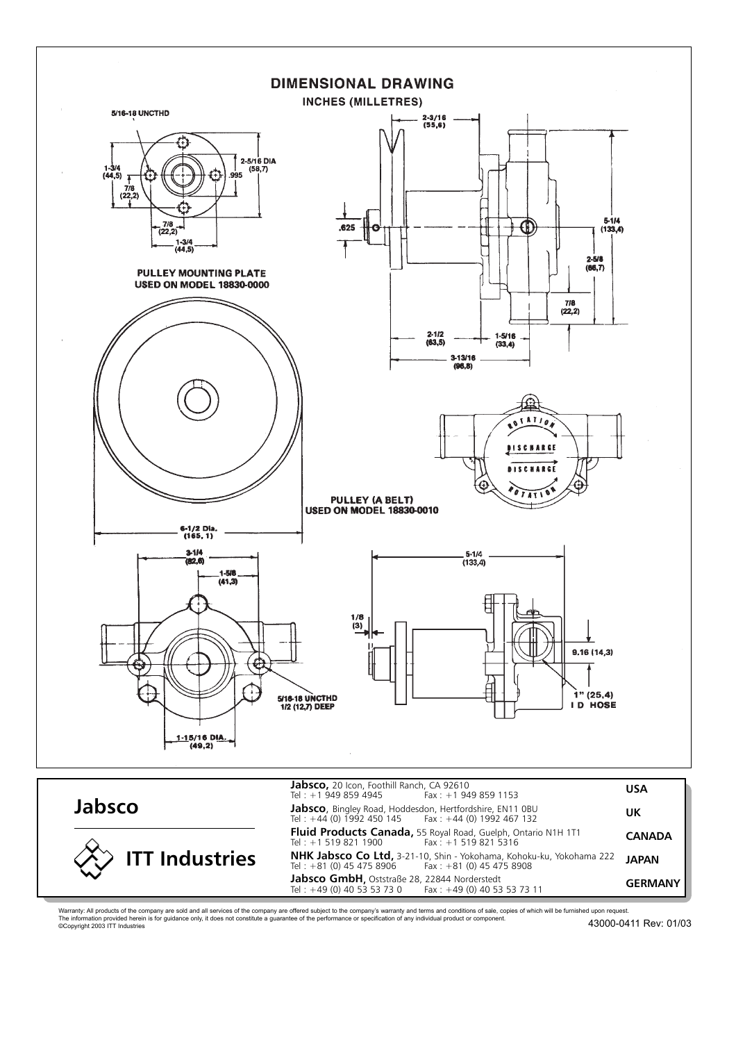## DIMENSIONAL DRAWING

### INCHES (MILLETRES)

5/16-18 UNCTHD

1-3/4 (44,5)

7/8 (22,2)

2-5/16 DIA (58,7)

.995

7/8 (22,2)

1-3/4 (44,5)

PULLEY MOUNTING PLATE USED ON MODEL 18830-0000

2-3/16 (55,6)

.625

5-1/4 (133,4)

2-5/8 (66,7)

7/8 (22,2)

2-1/2 (63,5)

1-5/16 (33,4)

3-13/16 (96,8)

ROTATION

DISCHARGE

DISCHARGE

ROTATION

PULLEY (A BELT) USED ON MODEL 18830-0010

6-1/2 Dia. (165, 1)

3-1/4 (82,6)

1-5/8 (41,3)

5-1/4 (133,4)

1/8 (3)

9.16 (14,3)

5/16-18 UNCTHD 1/2 (12,7) DEEP

1" (25,4) I D HOSE

1-15/16 DIA. (49,2)

**Jabsco**

**ITT Industries**

| | |
|---|---|
| **Jabsco,** 20 Icon, Foothill Ranch, CA 92610<br>Tel : +1 949 859 4945 Fax : +1 949 859 1153 | **USA** |
| **Jabsco**, Bingley Road, Hoddesdon, Hertfordshire, EN11 0BU<br>Tel : +44 (0) 1992 450 145 Fax : +44 (0) 1992 467 132 | **UK** |
| **Fluid Products Canada,** 55 Royal Road, Guelph, Ontario N1H 1T1<br>Tel : +1 519 821 1900 Fax : +1 519 821 5316 | **CANADA** |
| **NHK Jabsco Co Ltd,** 3-21-10, Shin - Yokohama, Kohoku-ku, Yokohama 222<br>Tel : +81 (0) 45 475 8906 Fax : +81 (0) 45 475 8908 | **JAPAN** |
| **Jabsco GmbH,** Oststraße 28, 22844 Norderstedt<br>Tel : +49 (0) 40 53 53 73 0 Fax : +49 (0) 40 53 53 73 11 | **GERMANY** |

Warranty: All products of the company are sold and all services of the company are offered subject to the company's warranty and terms and conditions of sale, copies of which will be furnished upon request.
The information provided herein is for guidance only, it does not constitute a guarantee of the performance or specification of any individual product or component.
©Copyright 2003 ITT Industries

43000-0411 Rev: 01/03